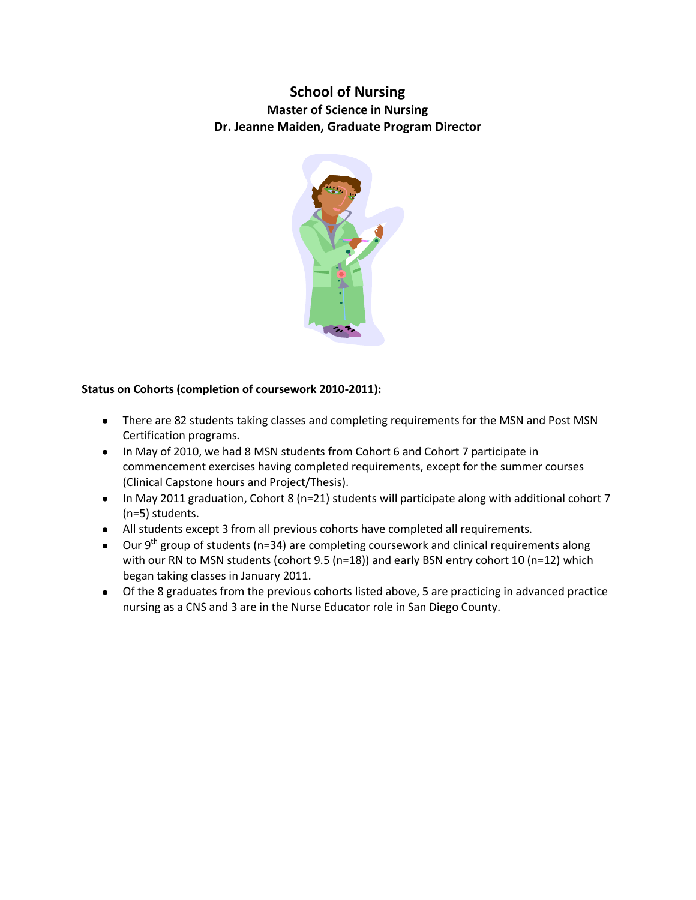# School of Nursing

## Master of Science in Nursing

## Dr. Jeanne Maiden, Graduate Program Director

**Status on Cohorts (completion of coursework 2010-2011):**

- There are 82 students taking classes and completing requirements for the MSN and Post MSN Certification programs.
- In May of 2010, we had 8 MSN students from Cohort 6 and Cohort 7 participate in commencement exercises having completed requirements, except for the summer courses (Clinical Capstone hours and Project/Thesis).
- In May 2011 graduation, Cohort 8 (n=21) students will participate along with additional cohort 7 (n=5) students.
- All students except 3 from all previous cohorts have completed all requirements.
- Our 9th group of students (n=34) are completing coursework and clinical requirements along with our RN to MSN students (cohort 9.5 (n=18)) and early BSN entry cohort 10 (n=12) which began taking classes in January 2011.
- Of the 8 graduates from the previous cohorts listed above, 5 are practicing in advanced practice nursing as a CNS and 3 are in the Nurse Educator role in San Diego County.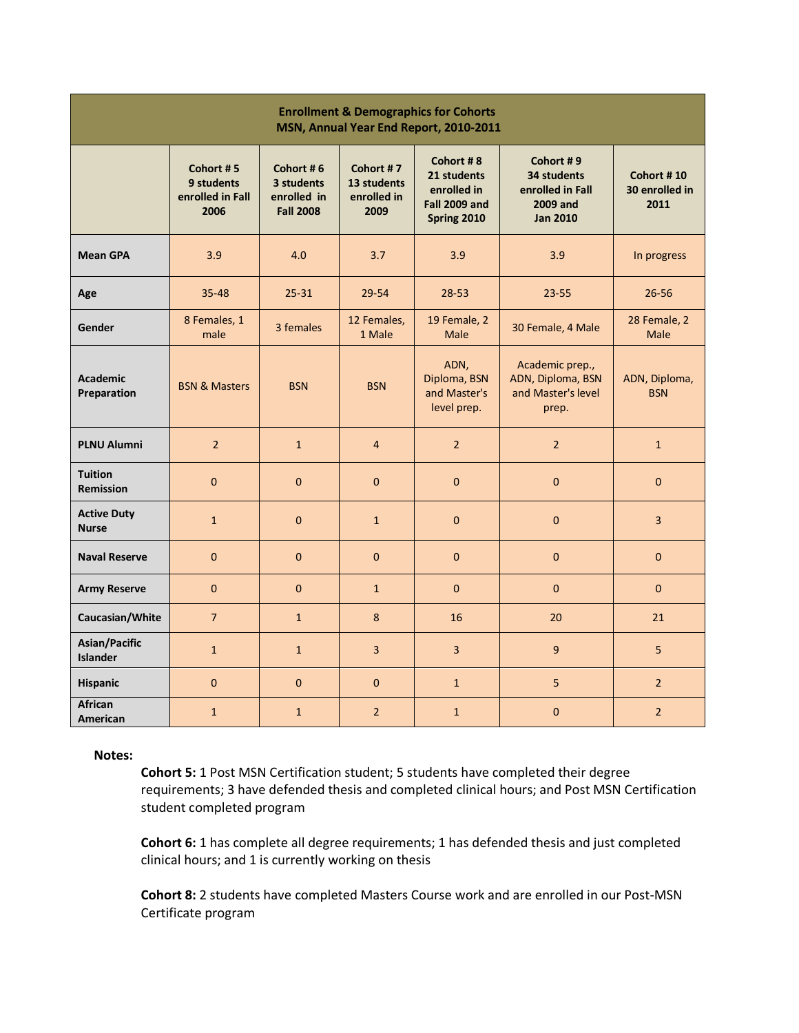| Enrollment & Demographics for Cohorts MSN, Annual Year End Report, 2010-2011 | | | | | | |
|---|---|---|---|---|---|---|
| | **Cohort # 5 9 students enrolled in Fall 2006** | **Cohort # 6 3 students enrolled in Fall 2008** | **Cohort # 7 13 students enrolled in 2009** | **Cohort # 8 21 students enrolled in Fall 2009 and Spring 2010** | **Cohort # 9 34 students enrolled in Fall 2009 and Jan 2010** | **Cohort # 10 30 enrolled in 2011** |
| **Mean GPA** | 3.9 | 4.0 | 3.7 | 3.9 | 3.9 | In progress |
| **Age** | 35-48 | 25-31 | 29-54 | 28-53 | 23-55 | 26-56 |
| **Gender** | 8 Females, 1 male | 3 females | 12 Females, 1 Male | 19 Female, 2 Male | 30 Female, 4 Male | 28 Female, 2 Male |
| **Academic Preparation** | BSN & Masters | BSN | BSN | ADN, Diploma, BSN and Master's level prep. | Academic prep., ADN, Diploma, BSN and Master's level prep. | ADN, Diploma, BSN |
| **PLNU Alumni** | 2 | 1 | 4 | 2 | 2 | 1 |
| **Tuition Remission** | 0 | 0 | 0 | 0 | 0 | 0 |
| **Active Duty Nurse** | 1 | 0 | 1 | 0 | 0 | 3 |
| **Naval Reserve** | 0 | 0 | 0 | 0 | 0 | 0 |
| **Army Reserve** | 0 | 0 | 1 | 0 | 0 | 0 |
| **Caucasian/White** | 7 | 1 | 8 | 16 | 20 | 21 |
| **Asian/Pacific Islander** | 1 | 1 | 3 | 3 | 9 | 5 |
| **Hispanic** | 0 | 0 | 0 | 1 | 5 | 2 |
| **African American** | 1 | 1 | 2 | 1 | 0 | 2 |

**Notes:**

**Cohort 5:** 1 Post MSN Certification student; 5 students have completed their degree requirements; 3 have defended thesis and completed clinical hours; and Post MSN Certification student completed program

**Cohort 6:** 1 has complete all degree requirements; 1 has defended thesis and just completed clinical hours; and 1 is currently working on thesis

**Cohort 8:** 2 students have completed Masters Course work and are enrolled in our Post-MSN Certificate program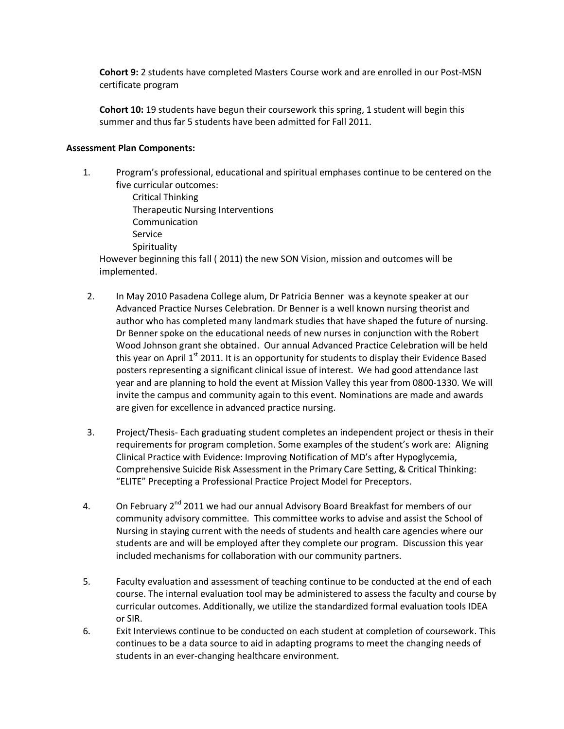**Cohort 9:** 2 students have completed Masters Course work and are enrolled in our Post-MSN certificate program

**Cohort 10:** 19 students have begun their coursework this spring, 1 student will begin this summer and thus far 5 students have been admitted for Fall 2011.

**Assessment Plan Components:**

1. Program's professional, educational and spiritual emphases continue to be centered on the five curricular outcomes:
   - Critical Thinking
   - Therapeutic Nursing Interventions
   - Communication
   - Service
   - Spirituality

   However beginning this fall ( 2011) the new SON Vision, mission and outcomes will be implemented.

2. In May 2010 Pasadena College alum, Dr Patricia Benner was a keynote speaker at our Advanced Practice Nurses Celebration. Dr Benner is a well known nursing theorist and author who has completed many landmark studies that have shaped the future of nursing. Dr Benner spoke on the educational needs of new nurses in conjunction with the Robert Wood Johnson grant she obtained. Our annual Advanced Practice Celebration will be held this year on April 1st 2011. It is an opportunity for students to display their Evidence Based posters representing a significant clinical issue of interest. We had good attendance last year and are planning to hold the event at Mission Valley this year from 0800-1330. We will invite the campus and community again to this event. Nominations are made and awards are given for excellence in advanced practice nursing.

3. Project/Thesis- Each graduating student completes an independent project or thesis in their requirements for program completion. Some examples of the student's work are: Aligning Clinical Practice with Evidence: Improving Notification of MD's after Hypoglycemia, Comprehensive Suicide Risk Assessment in the Primary Care Setting, & Critical Thinking: "ELITE" Precepting a Professional Practice Project Model for Preceptors.

4. On February 2nd 2011 we had our annual Advisory Board Breakfast for members of our community advisory committee. This committee works to advise and assist the School of Nursing in staying current with the needs of students and health care agencies where our students are and will be employed after they complete our program. Discussion this year included mechanisms for collaboration with our community partners.

5. Faculty evaluation and assessment of teaching continue to be conducted at the end of each course. The internal evaluation tool may be administered to assess the faculty and course by curricular outcomes. Additionally, we utilize the standardized formal evaluation tools IDEA or SIR.

6. Exit Interviews continue to be conducted on each student at completion of coursework. This continues to be a data source to aid in adapting programs to meet the changing needs of students in an ever-changing healthcare environment.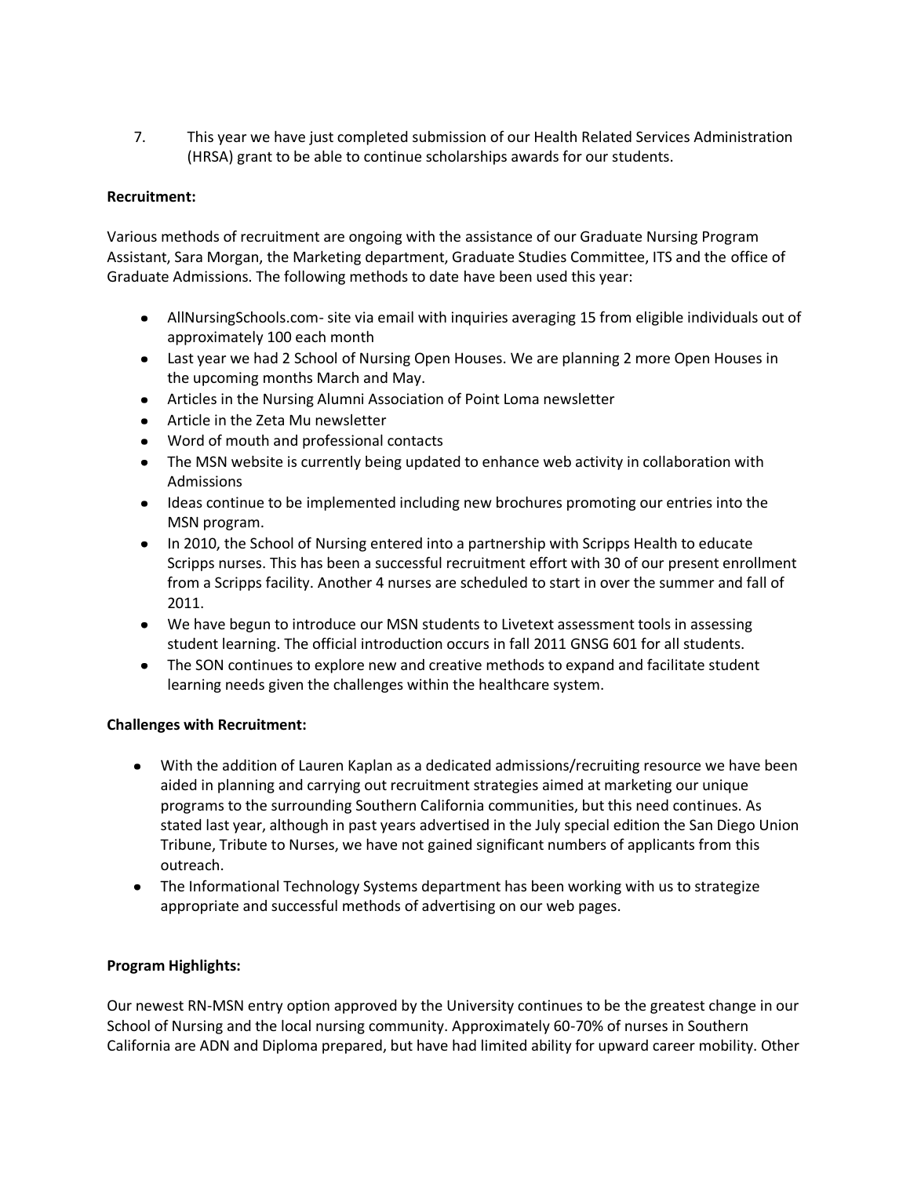7. This year we have just completed submission of our Health Related Services Administration (HRSA) grant to be able to continue scholarships awards for our students.

**Recruitment:**

Various methods of recruitment are ongoing with the assistance of our Graduate Nursing Program Assistant, Sara Morgan, the Marketing department, Graduate Studies Committee, ITS and the office of Graduate Admissions. The following methods to date have been used this year:

- AllNursingSchools.com- site via email with inquiries averaging 15 from eligible individuals out of approximately 100 each month
- Last year we had 2 School of Nursing Open Houses. We are planning 2 more Open Houses in the upcoming months March and May.
- Articles in the Nursing Alumni Association of Point Loma newsletter
- Article in the Zeta Mu newsletter
- Word of mouth and professional contacts
- The MSN website is currently being updated to enhance web activity in collaboration with Admissions
- Ideas continue to be implemented including new brochures promoting our entries into the MSN program.
- In 2010, the School of Nursing entered into a partnership with Scripps Health to educate Scripps nurses. This has been a successful recruitment effort with 30 of our present enrollment from a Scripps facility. Another 4 nurses are scheduled to start in over the summer and fall of 2011.
- We have begun to introduce our MSN students to Livetext assessment tools in assessing student learning. The official introduction occurs in fall 2011 GNSG 601 for all students.
- The SON continues to explore new and creative methods to expand and facilitate student learning needs given the challenges within the healthcare system.

**Challenges with Recruitment:**

- With the addition of Lauren Kaplan as a dedicated admissions/recruiting resource we have been aided in planning and carrying out recruitment strategies aimed at marketing our unique programs to the surrounding Southern California communities, but this need continues. As stated last year, although in past years advertised in the July special edition the San Diego Union Tribune, Tribute to Nurses, we have not gained significant numbers of applicants from this outreach.
- The Informational Technology Systems department has been working with us to strategize appropriate and successful methods of advertising on our web pages.

**Program Highlights:**

Our newest RN-MSN entry option approved by the University continues to be the greatest change in our School of Nursing and the local nursing community. Approximately 60-70% of nurses in Southern California are ADN and Diploma prepared, but have had limited ability for upward career mobility. Other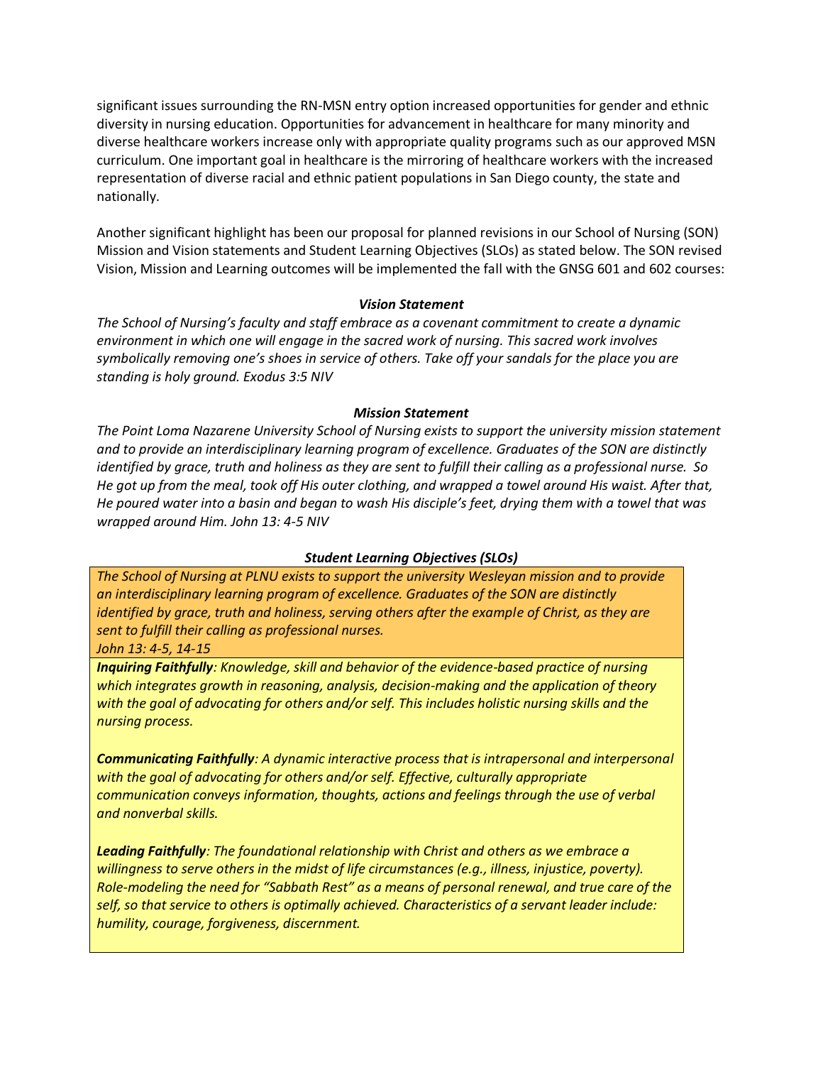significant issues surrounding the RN-MSN entry option increased opportunities for gender and ethnic diversity in nursing education. Opportunities for advancement in healthcare for many minority and diverse healthcare workers increase only with appropriate quality programs such as our approved MSN curriculum. One important goal in healthcare is the mirroring of healthcare workers with the increased representation of diverse racial and ethnic patient populations in San Diego county, the state and nationally.

Another significant highlight has been our proposal for planned revisions in our School of Nursing (SON) Mission and Vision statements and Student Learning Objectives (SLOs) as stated below. The SON revised Vision, Mission and Learning outcomes will be implemented the fall with the GNSG 601 and 602 courses:

### *Vision Statement*

*The School of Nursing's faculty and staff embrace as a covenant commitment to create a dynamic environment in which one will engage in the sacred work of nursing. This sacred work involves symbolically removing one's shoes in service of others. Take off your sandals for the place you are standing is holy ground. Exodus 3:5 NIV*

### *Mission Statement*

*The Point Loma Nazarene University School of Nursing exists to support the university mission statement and to provide an interdisciplinary learning program of excellence. Graduates of the SON are distinctly identified by grace, truth and holiness as they are sent to fulfill their calling as a professional nurse. So He got up from the meal, took off His outer clothing, and wrapped a towel around His waist. After that, He poured water into a basin and began to wash His disciple's feet, drying them with a towel that was wrapped around Him. John 13: 4-5 NIV*

### *Student Learning Objectives (SLOs)*

*The School of Nursing at PLNU exists to support the university Wesleyan mission and to provide an interdisciplinary learning program of excellence. Graduates of the SON are distinctly identified by grace, truth and holiness, serving others after the example of Christ, as they are sent to fulfill their calling as professional nurses.*
*John 13: 4-5, 14-15*

***Inquiring Faithfully****: Knowledge, skill and behavior of the evidence-based practice of nursing which integrates growth in reasoning, analysis, decision-making and the application of theory with the goal of advocating for others and/or self. This includes holistic nursing skills and the nursing process.*

***Communicating Faithfully****: A dynamic interactive process that is intrapersonal and interpersonal with the goal of advocating for others and/or self. Effective, culturally appropriate communication conveys information, thoughts, actions and feelings through the use of verbal and nonverbal skills.*

***Leading Faithfully****: The foundational relationship with Christ and others as we embrace a willingness to serve others in the midst of life circumstances (e.g., illness, injustice, poverty). Role-modeling the need for "Sabbath Rest" as a means of personal renewal, and true care of the self, so that service to others is optimally achieved. Characteristics of a servant leader include: humility, courage, forgiveness, discernment.*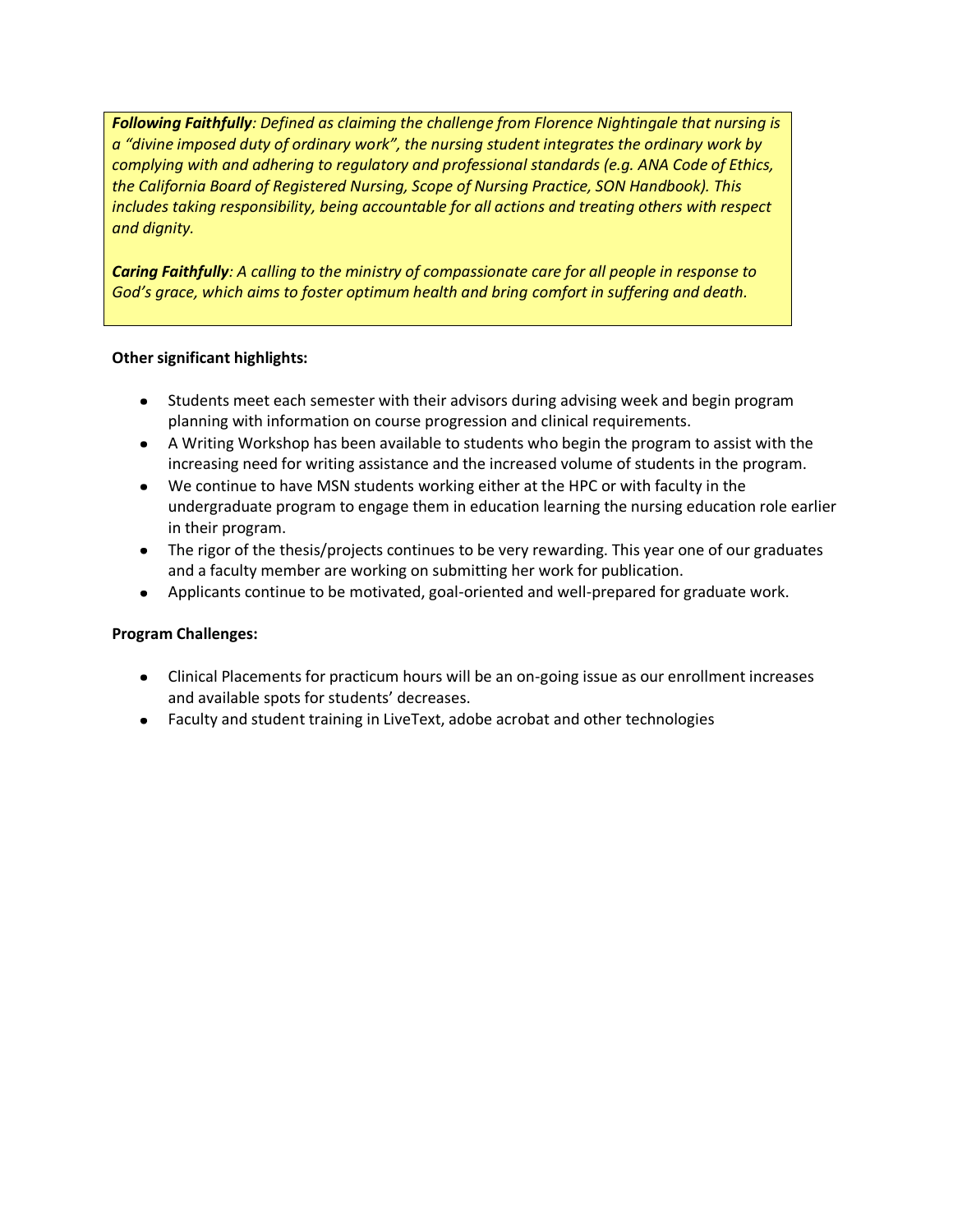***Following Faithfully****: Defined as claiming the challenge from Florence Nightingale that nursing is a "divine imposed duty of ordinary work", the nursing student integrates the ordinary work by complying with and adhering to regulatory and professional standards (e.g. ANA Code of Ethics, the California Board of Registered Nursing, Scope of Nursing Practice, SON Handbook). This includes taking responsibility, being accountable for all actions and treating others with respect and dignity.*

***Caring Faithfully****: A calling to the ministry of compassionate care for all people in response to God's grace, which aims to foster optimum health and bring comfort in suffering and death.*

**Other significant highlights:**

- Students meet each semester with their advisors during advising week and begin program planning with information on course progression and clinical requirements.
- A Writing Workshop has been available to students who begin the program to assist with the increasing need for writing assistance and the increased volume of students in the program.
- We continue to have MSN students working either at the HPC or with faculty in the undergraduate program to engage them in education learning the nursing education role earlier in their program.
- The rigor of the thesis/projects continues to be very rewarding. This year one of our graduates and a faculty member are working on submitting her work for publication.
- Applicants continue to be motivated, goal-oriented and well-prepared for graduate work.

**Program Challenges:**

- Clinical Placements for practicum hours will be an on-going issue as our enrollment increases and available spots for students' decreases.
- Faculty and student training in LiveText, adobe acrobat and other technologies